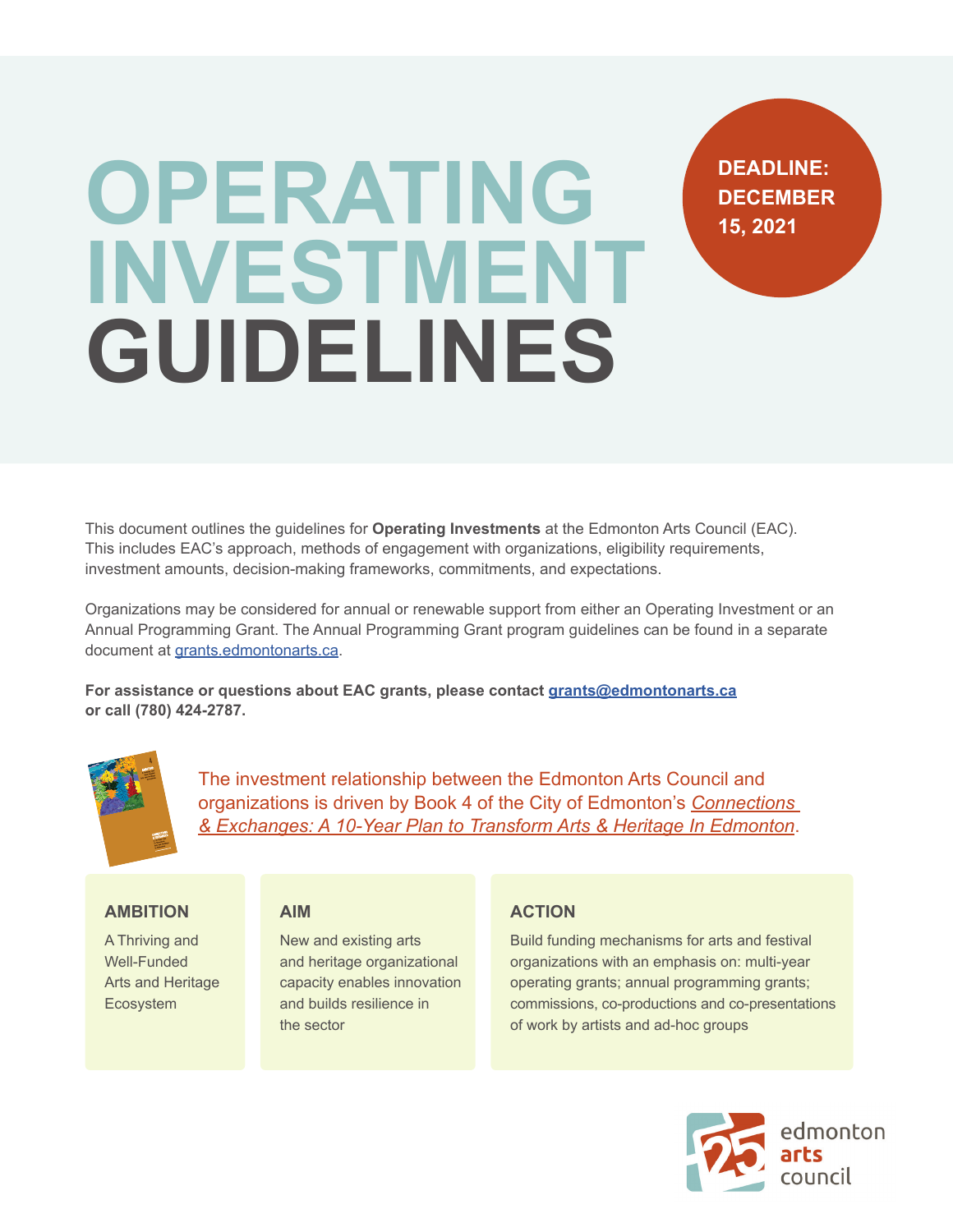# OPERATING INVESTMENT GUIDELINES

**DEADLINE: DECEMBER 15, 2021**

This document outlines the guidelines for **Operating Investments** at the Edmonton Arts Council (EAC). This includes EAC's approach, methods of engagement with organizations, eligibility requirements, investment amounts, decision-making frameworks, commitments, and expectations.

Organizations may be considered for annual or renewable support from either an Operating Investment or an Annual Programming Grant. The Annual Programming Grant program guidelines can be found in a separate document at grants.edmontonarts.ca.

**For assistance or questions about EAC grants, please contact grants@edmontonarts.ca or call (780) 424-2787.**

The investment relationship between the Edmonton Arts Council and organizations is driven by Book 4 of the City of Edmonton's *Connections & Exchanges: A 10-Year Plan to Transform Arts & Heritage In Edmonton*.

### AMBITION

A Thriving and Well-Funded Arts and Heritage Ecosystem

### AIM

New and existing arts and heritage organizational capacity enables innovation and builds resilience in the sector

### ACTION

Build funding mechanisms for arts and festival organizations with an emphasis on: multi-year operating grants; annual programming grants; commissions, co-productions and co-presentations of work by artists and ad-hoc groups

edmonton arts council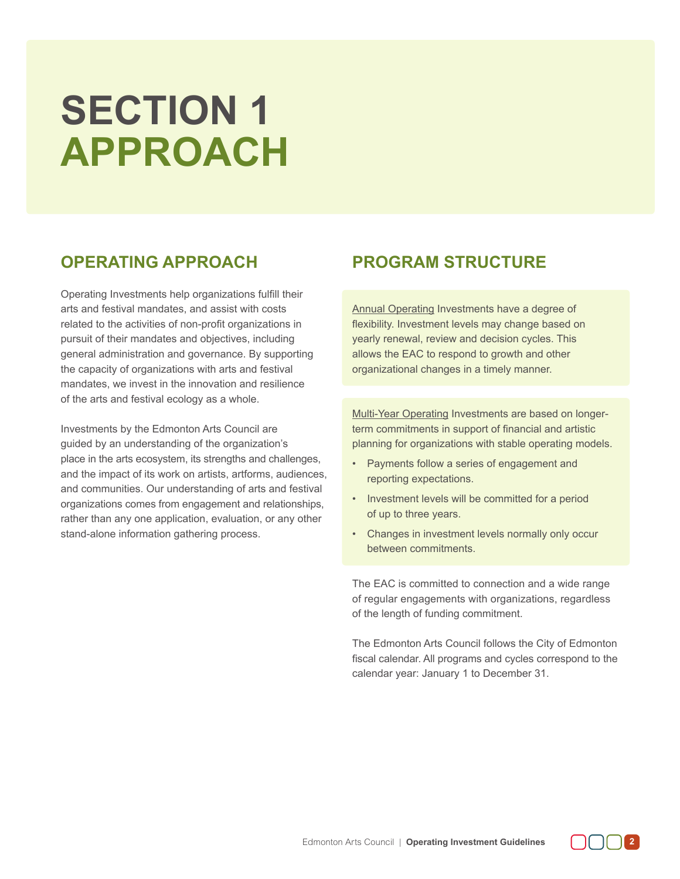# SECTION 1
# APPROACH

## OPERATING APPROACH

Operating Investments help organizations fulfill their arts and festival mandates, and assist with costs related to the activities of non-profit organizations in pursuit of their mandates and objectives, including general administration and governance. By supporting the capacity of organizations with arts and festival mandates, we invest in the innovation and resilience of the arts and festival ecology as a whole.

Investments by the Edmonton Arts Council are guided by an understanding of the organization's place in the arts ecosystem, its strengths and challenges, and the impact of its work on artists, artforms, audiences, and communities. Our understanding of arts and festival organizations comes from engagement and relationships, rather than any one application, evaluation, or any other stand-alone information gathering process.

## PROGRAM STRUCTURE

Annual Operating Investments have a degree of flexibility. Investment levels may change based on yearly renewal, review and decision cycles. This allows the EAC to respond to growth and other organizational changes in a timely manner.

Multi-Year Operating Investments are based on longer-term commitments in support of financial and artistic planning for organizations with stable operating models.

- Payments follow a series of engagement and reporting expectations.
- Investment levels will be committed for a period of up to three years.
- Changes in investment levels normally only occur between commitments.

The EAC is committed to connection and a wide range of regular engagements with organizations, regardless of the length of funding commitment.

The Edmonton Arts Council follows the City of Edmonton fiscal calendar. All programs and cycles correspond to the calendar year: January 1 to December 31.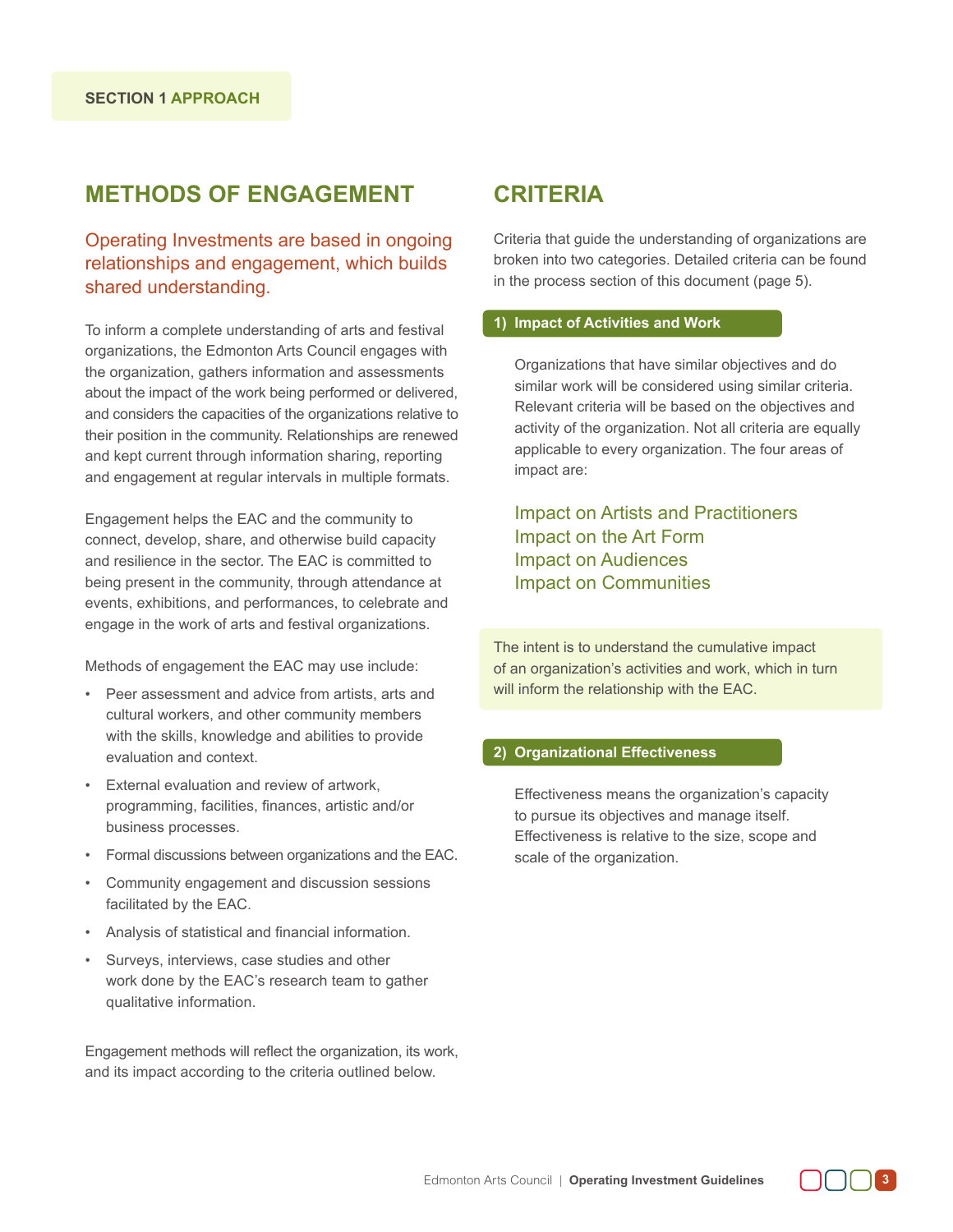SECTION 1 APPROACH

## METHODS OF ENGAGEMENT

Operating Investments are based in ongoing relationships and engagement, which builds shared understanding.

To inform a complete understanding of arts and festival organizations, the Edmonton Arts Council engages with the organization, gathers information and assessments about the impact of the work being performed or delivered, and considers the capacities of the organizations relative to their position in the community. Relationships are renewed and kept current through information sharing, reporting and engagement at regular intervals in multiple formats.

Engagement helps the EAC and the community to connect, develop, share, and otherwise build capacity and resilience in the sector. The EAC is committed to being present in the community, through attendance at events, exhibitions, and performances, to celebrate and engage in the work of arts and festival organizations.

Methods of engagement the EAC may use include:

- Peer assessment and advice from artists, arts and cultural workers, and other community members with the skills, knowledge and abilities to provide evaluation and context.
- External evaluation and review of artwork, programming, facilities, finances, artistic and/or business processes.
- Formal discussions between organizations and the EAC.
- Community engagement and discussion sessions facilitated by the EAC.
- Analysis of statistical and financial information.
- Surveys, interviews, case studies and other work done by the EAC's research team to gather qualitative information.

Engagement methods will reflect the organization, its work, and its impact according to the criteria outlined below.

## CRITERIA

Criteria that guide the understanding of organizations are broken into two categories. Detailed criteria can be found in the process section of this document (page 5).

### 1) Impact of Activities and Work

Organizations that have similar objectives and do similar work will be considered using similar criteria. Relevant criteria will be based on the objectives and activity of the organization. Not all criteria are equally applicable to every organization. The four areas of impact are:

Impact on Artists and Practitioners
Impact on the Art Form
Impact on Audiences
Impact on Communities

The intent is to understand the cumulative impact of an organization's activities and work, which in turn will inform the relationship with the EAC.

### 2) Organizational Effectiveness

Effectiveness means the organization's capacity to pursue its objectives and manage itself. Effectiveness is relative to the size, scope and scale of the organization.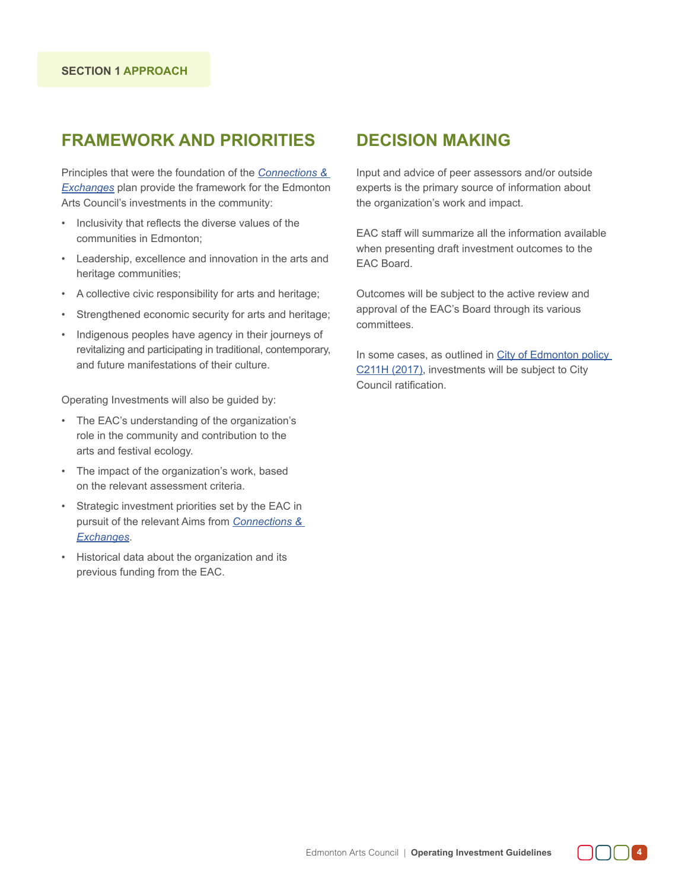SECTION 1 **APPROACH**

## FRAMEWORK AND PRIORITIES

Principles that were the foundation of the *Connections & Exchanges* plan provide the framework for the Edmonton Arts Council's investments in the community:

- Inclusivity that reflects the diverse values of the communities in Edmonton;
- Leadership, excellence and innovation in the arts and heritage communities;
- A collective civic responsibility for arts and heritage;
- Strengthened economic security for arts and heritage;
- Indigenous peoples have agency in their journeys of revitalizing and participating in traditional, contemporary, and future manifestations of their culture.

Operating Investments will also be guided by:

- The EAC's understanding of the organization's role in the community and contribution to the arts and festival ecology.
- The impact of the organization's work, based on the relevant assessment criteria.
- Strategic investment priorities set by the EAC in pursuit of the relevant Aims from *Connections & Exchanges*.
- Historical data about the organization and its previous funding from the EAC.

## DECISION MAKING

Input and advice of peer assessors and/or outside experts is the primary source of information about the organization's work and impact.

EAC staff will summarize all the information available when presenting draft investment outcomes to the EAC Board.

Outcomes will be subject to the active review and approval of the EAC's Board through its various committees.

In some cases, as outlined in City of Edmonton policy C211H (2017), investments will be subject to City Council ratification.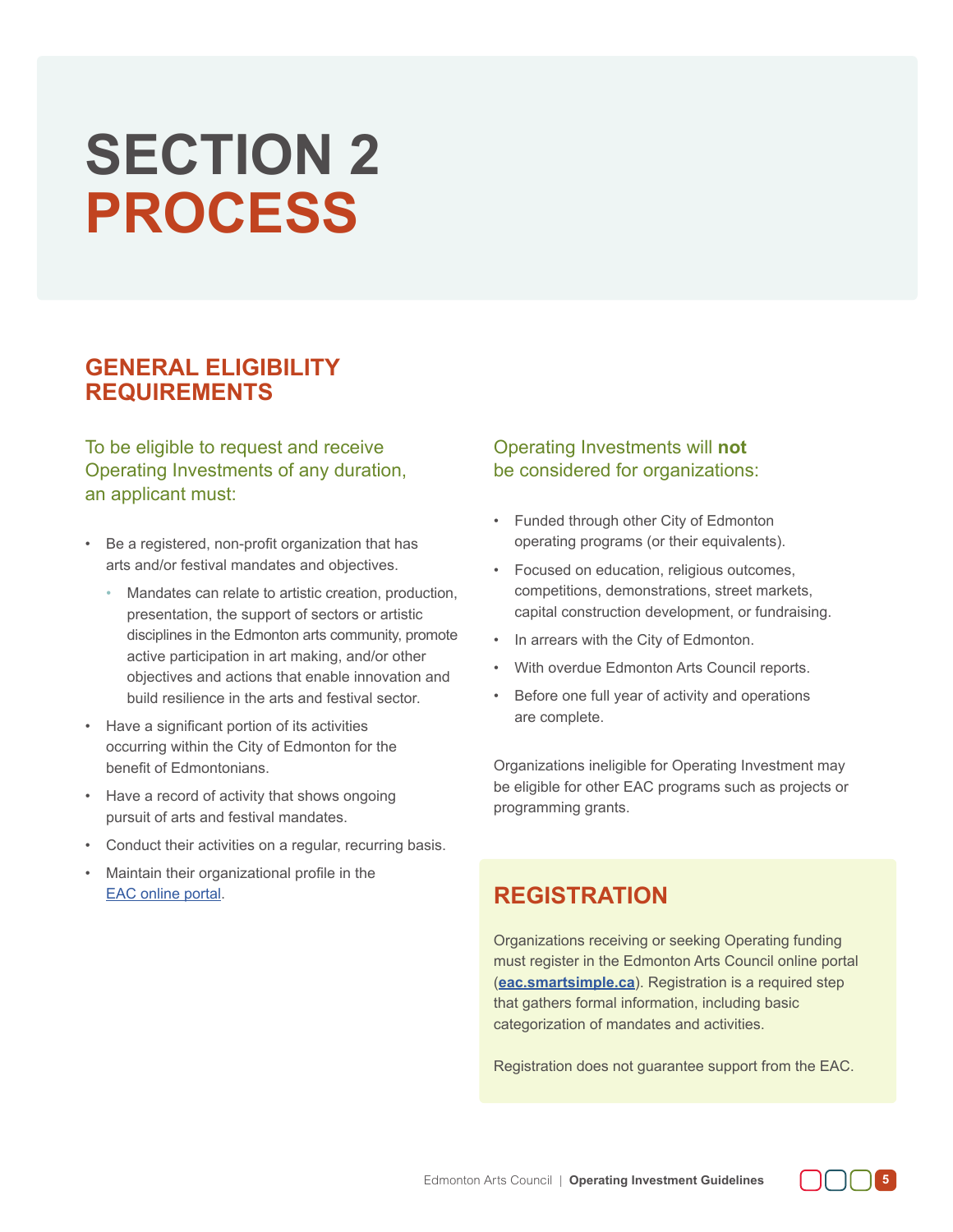# SECTION 2 PROCESS

## GENERAL ELIGIBILITY REQUIREMENTS

To be eligible to request and receive Operating Investments of any duration, an applicant must:

- Be a registered, non-profit organization that has arts and/or festival mandates and objectives.
  - Mandates can relate to artistic creation, production, presentation, the support of sectors or artistic disciplines in the Edmonton arts community, promote active participation in art making, and/or other objectives and actions that enable innovation and build resilience in the arts and festival sector.
- Have a significant portion of its activities occurring within the City of Edmonton for the benefit of Edmontonians.
- Have a record of activity that shows ongoing pursuit of arts and festival mandates.
- Conduct their activities on a regular, recurring basis.
- Maintain their organizational profile in the EAC online portal.

Operating Investments will **not** be considered for organizations:

- Funded through other City of Edmonton operating programs (or their equivalents).
- Focused on education, religious outcomes, competitions, demonstrations, street markets, capital construction development, or fundraising.
- In arrears with the City of Edmonton.
- With overdue Edmonton Arts Council reports.
- Before one full year of activity and operations are complete.

Organizations ineligible for Operating Investment may be eligible for other EAC programs such as projects or programming grants.

## REGISTRATION

Organizations receiving or seeking Operating funding must register in the Edmonton Arts Council online portal (**eac.smartsimple.ca**). Registration is a required step that gathers formal information, including basic categorization of mandates and activities.

Registration does not guarantee support from the EAC.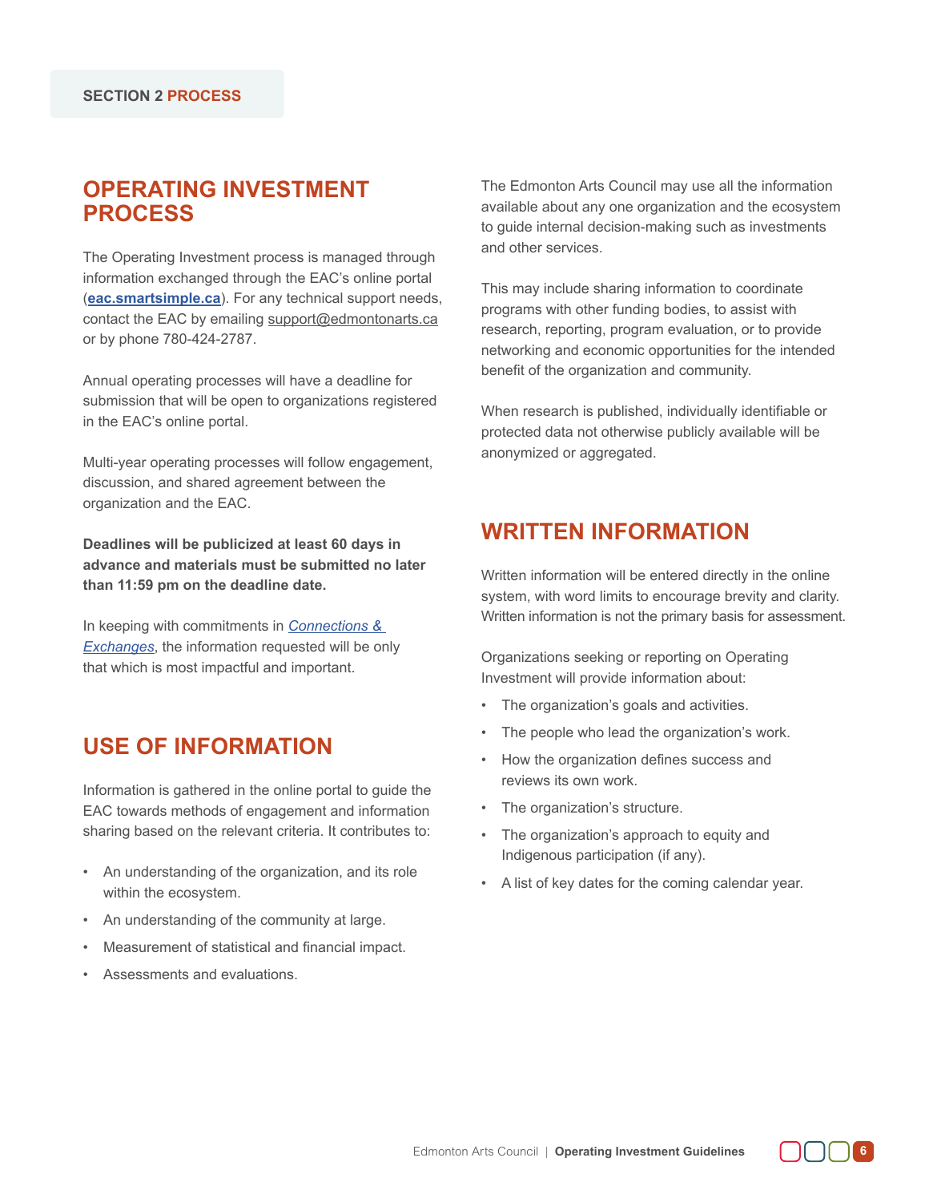SECTION 2 **PROCESS**

## OPERATING INVESTMENT PROCESS

The Operating Investment process is managed through information exchanged through the EAC's online portal (**eac.smartsimple.ca**). For any technical support needs, contact the EAC by emailing support@edmontonarts.ca or by phone 780-424-2787.

Annual operating processes will have a deadline for submission that will be open to organizations registered in the EAC's online portal.

Multi-year operating processes will follow engagement, discussion, and shared agreement between the organization and the EAC.

**Deadlines will be publicized at least 60 days in advance and materials must be submitted no later than 11:59 pm on the deadline date.**

In keeping with commitments in *Connections & Exchanges*, the information requested will be only that which is most impactful and important.

## USE OF INFORMATION

Information is gathered in the online portal to guide the EAC towards methods of engagement and information sharing based on the relevant criteria. It contributes to:

- An understanding of the organization, and its role within the ecosystem.
- An understanding of the community at large.
- Measurement of statistical and financial impact.
- Assessments and evaluations.

The Edmonton Arts Council may use all the information available about any one organization and the ecosystem to guide internal decision-making such as investments and other services.

This may include sharing information to coordinate programs with other funding bodies, to assist with research, reporting, program evaluation, or to provide networking and economic opportunities for the intended benefit of the organization and community.

When research is published, individually identifiable or protected data not otherwise publicly available will be anonymized or aggregated.

## WRITTEN INFORMATION

Written information will be entered directly in the online system, with word limits to encourage brevity and clarity. Written information is not the primary basis for assessment.

Organizations seeking or reporting on Operating Investment will provide information about:

- The organization's goals and activities.
- The people who lead the organization's work.
- How the organization defines success and reviews its own work.
- The organization's structure.
- The organization's approach to equity and Indigenous participation (if any).
- A list of key dates for the coming calendar year.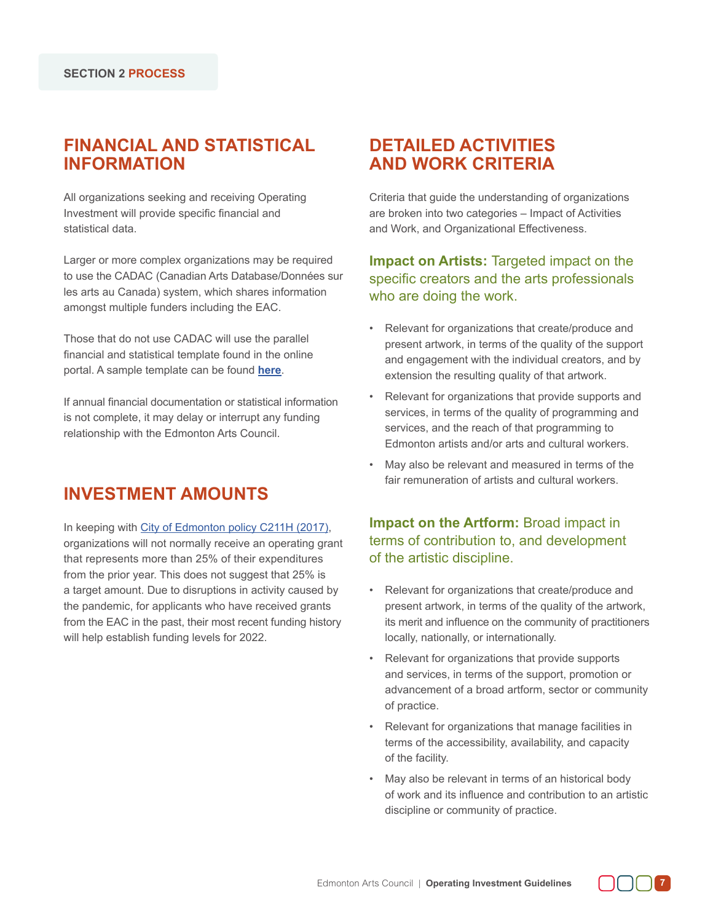SECTION 2 **PROCESS**

## FINANCIAL AND STATISTICAL INFORMATION

All organizations seeking and receiving Operating Investment will provide specific financial and statistical data.

Larger or more complex organizations may be required to use the CADAC (Canadian Arts Database/Données sur les arts au Canada) system, which shares information amongst multiple funders including the EAC.

Those that do not use CADAC will use the parallel financial and statistical template found in the online portal. A sample template can be found **here**.

If annual financial documentation or statistical information is not complete, it may delay or interrupt any funding relationship with the Edmonton Arts Council.

## INVESTMENT AMOUNTS

In keeping with City of Edmonton policy C211H (2017), organizations will not normally receive an operating grant that represents more than 25% of their expenditures from the prior year. This does not suggest that 25% is a target amount. Due to disruptions in activity caused by the pandemic, for applicants who have received grants from the EAC in the past, their most recent funding history will help establish funding levels for 2022.

## DETAILED ACTIVITIES AND WORK CRITERIA

Criteria that guide the understanding of organizations are broken into two categories – Impact of Activities and Work, and Organizational Effectiveness.

### **Impact on Artists:** Targeted impact on the specific creators and the arts professionals who are doing the work.

- Relevant for organizations that create/produce and present artwork, in terms of the quality of the support and engagement with the individual creators, and by extension the resulting quality of that artwork.
- Relevant for organizations that provide supports and services, in terms of the quality of programming and services, and the reach of that programming to Edmonton artists and/or arts and cultural workers.
- May also be relevant and measured in terms of the fair remuneration of artists and cultural workers.

### **Impact on the Artform:** Broad impact in terms of contribution to, and development of the artistic discipline.

- Relevant for organizations that create/produce and present artwork, in terms of the quality of the artwork, its merit and influence on the community of practitioners locally, nationally, or internationally.
- Relevant for organizations that provide supports and services, in terms of the support, promotion or advancement of a broad artform, sector or community of practice.
- Relevant for organizations that manage facilities in terms of the accessibility, availability, and capacity of the facility.
- May also be relevant in terms of an historical body of work and its influence and contribution to an artistic discipline or community of practice.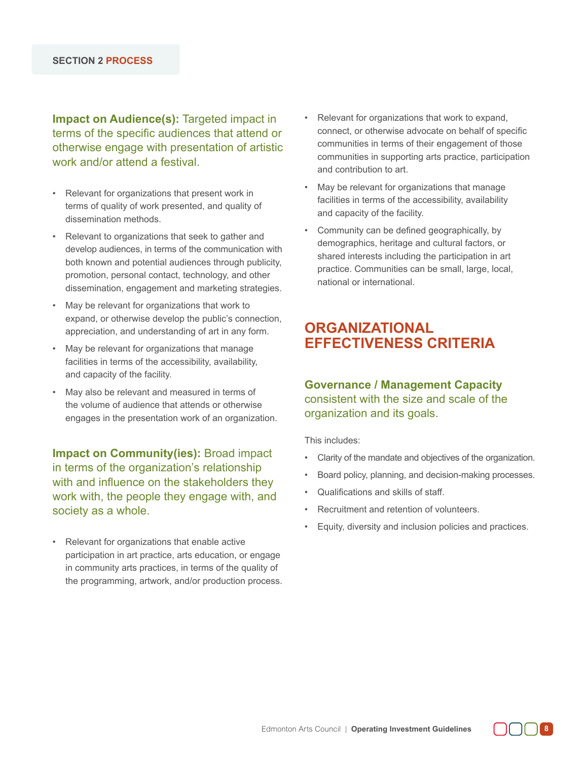**Impact on Audience(s):** Targeted impact in terms of the specific audiences that attend or otherwise engage with presentation of artistic work and/or attend a festival.

- Relevant for organizations that present work in terms of quality of work presented, and quality of dissemination methods.
- Relevant to organizations that seek to gather and develop audiences, in terms of the communication with both known and potential audiences through publicity, promotion, personal contact, technology, and other dissemination, engagement and marketing strategies.
- May be relevant for organizations that work to expand, or otherwise develop the public's connection, appreciation, and understanding of art in any form.
- May be relevant for organizations that manage facilities in terms of the accessibility, availability, and capacity of the facility.
- May also be relevant and measured in terms of the volume of audience that attends or otherwise engages in the presentation work of an organization.

**Impact on Community(ies):** Broad impact in terms of the organization's relationship with and influence on the stakeholders they work with, the people they engage with, and society as a whole.

- Relevant for organizations that enable active participation in art practice, arts education, or engage in community arts practices, in terms of the quality of the programming, artwork, and/or production process.
- Relevant for organizations that work to expand, connect, or otherwise advocate on behalf of specific communities in terms of their engagement of those communities in supporting arts practice, participation and contribution to art.
- May be relevant for organizations that manage facilities in terms of the accessibility, availability and capacity of the facility.
- Community can be defined geographically, by demographics, heritage and cultural factors, or shared interests including the participation in art practice. Communities can be small, large, local, national or international.

## ORGANIZATIONAL EFFECTIVENESS CRITERIA

**Governance / Management Capacity** consistent with the size and scale of the organization and its goals.

This includes:

- Clarity of the mandate and objectives of the organization.
- Board policy, planning, and decision-making processes.
- Qualifications and skills of staff.
- Recruitment and retention of volunteers.
- Equity, diversity and inclusion policies and practices.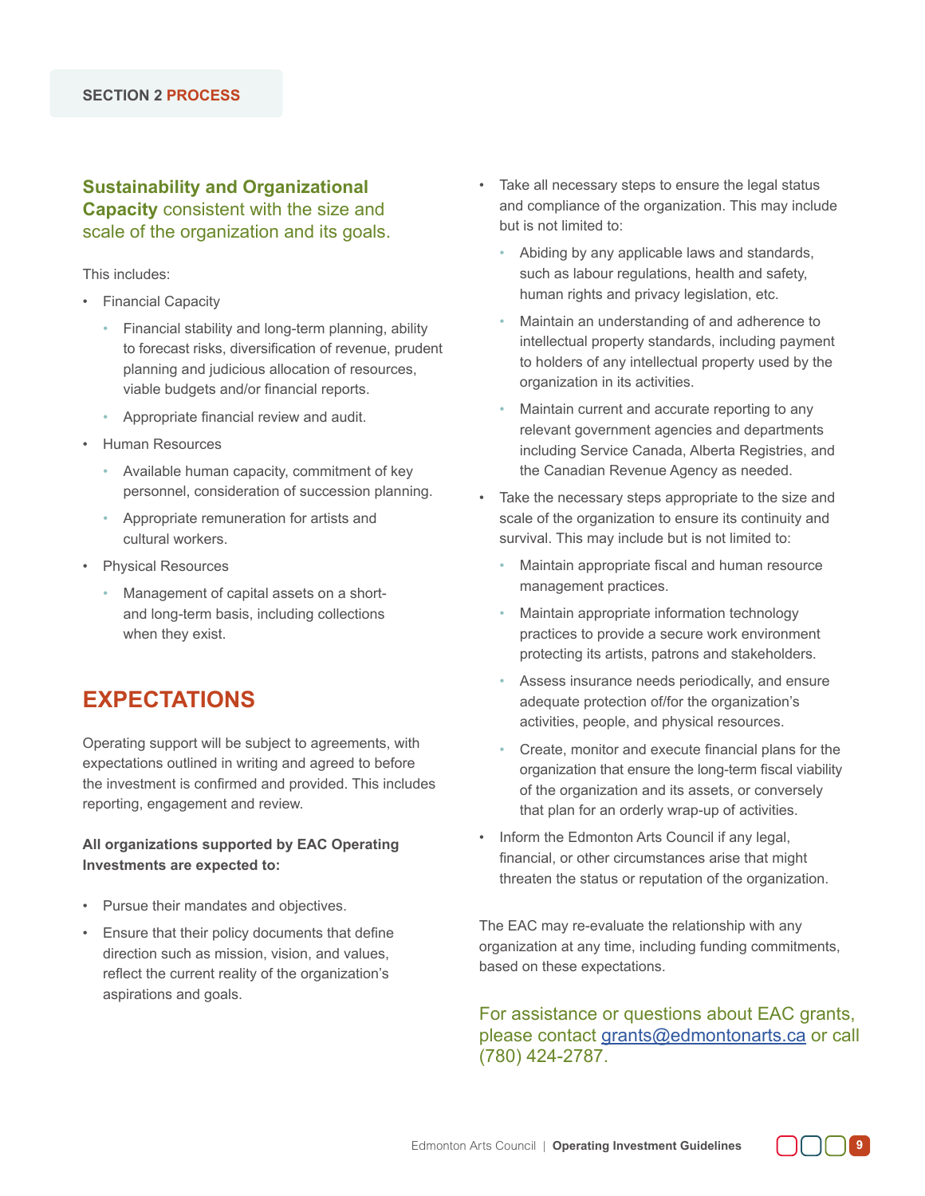**Sustainability and Organizational Capacity** consistent with the size and scale of the organization and its goals.

This includes:

- Financial Capacity
  - Financial stability and long-term planning, ability to forecast risks, diversification of revenue, prudent planning and judicious allocation of resources, viable budgets and/or financial reports.
  - Appropriate financial review and audit.
- Human Resources
  - Available human capacity, commitment of key personnel, consideration of succession planning.
  - Appropriate remuneration for artists and cultural workers.
- Physical Resources
  - Management of capital assets on a short- and long-term basis, including collections when they exist.

## EXPECTATIONS

Operating support will be subject to agreements, with expectations outlined in writing and agreed to before the investment is confirmed and provided. This includes reporting, engagement and review.

**All organizations supported by EAC Operating Investments are expected to:**

- Pursue their mandates and objectives.
- Ensure that their policy documents that define direction such as mission, vision, and values, reflect the current reality of the organization's aspirations and goals.
- Take all necessary steps to ensure the legal status and compliance of the organization. This may include but is not limited to:
  - Abiding by any applicable laws and standards, such as labour regulations, health and safety, human rights and privacy legislation, etc.
  - Maintain an understanding of and adherence to intellectual property standards, including payment to holders of any intellectual property used by the organization in its activities.
  - Maintain current and accurate reporting to any relevant government agencies and departments including Service Canada, Alberta Registries, and the Canadian Revenue Agency as needed.
- Take the necessary steps appropriate to the size and scale of the organization to ensure its continuity and survival. This may include but is not limited to:
  - Maintain appropriate fiscal and human resource management practices.
  - Maintain appropriate information technology practices to provide a secure work environment protecting its artists, patrons and stakeholders.
  - Assess insurance needs periodically, and ensure adequate protection of/for the organization's activities, people, and physical resources.
  - Create, monitor and execute financial plans for the organization that ensure the long-term fiscal viability of the organization and its assets, or conversely that plan for an orderly wrap-up of activities.
- Inform the Edmonton Arts Council if any legal, financial, or other circumstances arise that might threaten the status or reputation of the organization.

The EAC may re-evaluate the relationship with any organization at any time, including funding commitments, based on these expectations.

For assistance or questions about EAC grants, please contact grants@edmontonarts.ca or call (780) 424-2787.